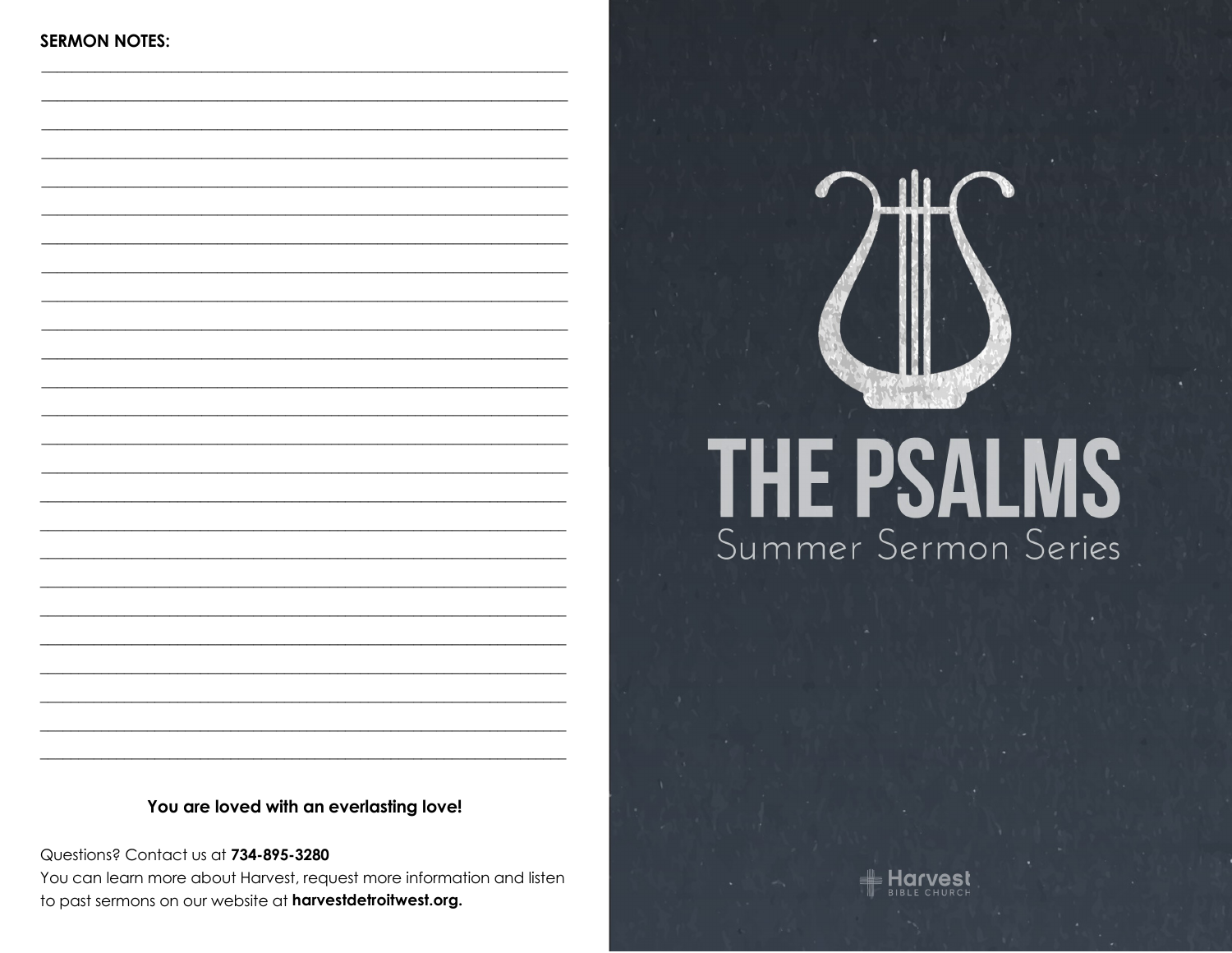**SERMON NOTES:**

\_\_\_\_\_\_\_\_\_\_\_\_\_\_\_\_\_\_\_\_\_\_\_\_\_\_\_\_\_\_\_\_\_\_\_\_\_\_\_\_\_\_\_\_\_\_\_\_\_\_\_\_\_\_\_\_\_\_\_\_

\_\_\_\_\_\_\_\_\_\_\_\_\_\_\_\_\_\_\_\_\_\_\_\_\_\_\_\_\_\_\_\_\_\_\_\_\_\_\_\_\_\_\_\_\_\_\_\_\_\_\_\_\_\_\_\_\_\_\_\_

\_\_\_\_\_\_\_\_\_\_\_\_\_\_\_\_\_\_\_\_\_\_\_\_\_\_\_\_\_\_\_\_\_\_\_\_\_\_\_\_\_\_\_\_\_\_\_\_\_\_\_\_\_\_\_\_\_\_\_\_

**You are loved with an everlasting love!**

Questions? Contact us at **734-895-3280**
You can learn more about Harvest, request more information and listen to past sermons on our website at **harvestdetroitwest.org.**

# THE PSALMS

## Summer Sermon Series

Harvest
BIBLE CHURCH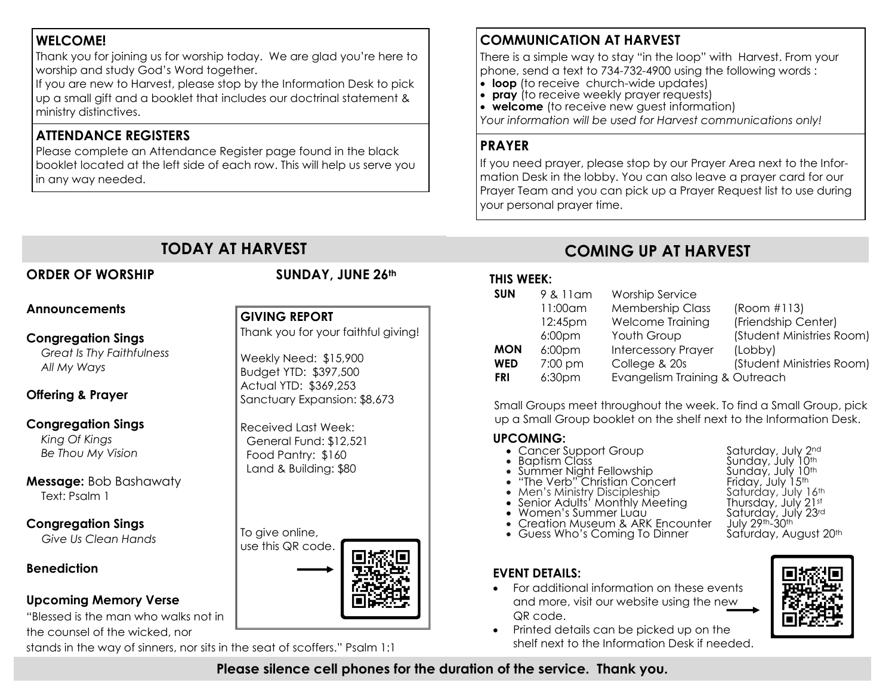## WELCOME!

Thank you for joining us for worship today. We are glad you're here to worship and study God's Word together.
If you are new to Harvest, please stop by the Information Desk to pick up a small gift and a booklet that includes our doctrinal statement & ministry distinctives.

## ATTENDANCE REGISTERS

Please complete an Attendance Register page found in the black booklet located at the left side of each row. This will help us serve you in any way needed.

## COMMUNICATION AT HARVEST

There is a simple way to stay "in the loop" with Harvest. From your phone, send a text to 734-732-4900 using the following words :

- **loop** (to receive church-wide updates)
- **pray** (to receive weekly prayer requests)
- **welcome** (to receive new guest information)

*Your information will be used for Harvest communications only!*

## PRAYER

If you need prayer, please stop by our Prayer Area next to the Information Desk in the lobby. You can also leave a prayer card for our Prayer Team and you can pick up a Prayer Request list to use during your personal prayer time.

# TODAY AT HARVEST

### ORDER OF WORSHIP — SUNDAY, JUNE 26th

**Announcements**

**Congregation Sings**
*Great Is Thy Faithfulness*
*All My Ways*

**Offering & Prayer**

**Congregation Sings**
*King Of Kings*
*Be Thou My Vision*

**Message:** Bob Bashawaty
Text: Psalm 1

**Congregation Sings**
*Give Us Clean Hands*

**Benediction**

**Upcoming Memory Verse**
"Blessed is the man who walks not in the counsel of the wicked, nor stands in the way of sinners, nor sits in the seat of scoffers." Psalm 1:1

### GIVING REPORT

Thank you for your faithful giving!

Weekly Need: $15,900
Budget YTD: $397,500
Actual YTD: $369,253
Sanctuary Expansion: $8,673

Received Last Week:
General Fund: $12,521
Food Pantry: $160
Land & Building: $80

To give online, use this QR code.

# COMING UP AT HARVEST

### THIS WEEK:

| | | | |
|---|---|---|---|
| **SUN** | 9 & 11am | Worship Service | |
| | 11:00am | Membership Class | (Room #113) |
| | 12:45pm | Welcome Training | (Friendship Center) |
| | 6:00pm | Youth Group | (Student Ministries Room) |
| **MON** | 6:00pm | Intercessory Prayer | (Lobby) |
| **WED** | 7:00 pm | College & 20s | (Student Ministries Room) |
| **FRI** | 6:30pm | Evangelism Training & Outreach | |

Small Groups meet throughout the week. To find a Small Group, pick up a Small Group booklet on the shelf next to the Information Desk.

### UPCOMING:

- Cancer Support Group — Saturday, July 2nd
- Baptism Class — Sunday, July 10th
- Summer Night Fellowship — Sunday, July 10th
- "The Verb" Christian Concert — Friday, July 15th
- Men's Ministry Discipleship — Saturday, July 16th
- Senior Adults' Monthly Meeting — Thursday, July 21st
- Women's Summer Luau — Saturday, July 23rd
- Creation Museum & ARK Encounter — July 29th-30th
- Guess Who's Coming To Dinner — Saturday, August 20th

### EVENT DETAILS:

- For additional information on these events and more, visit our website using the new QR code.
- Printed details can be picked up on the shelf next to the Information Desk if needed.

**Please silence cell phones for the duration of the service. Thank you.**